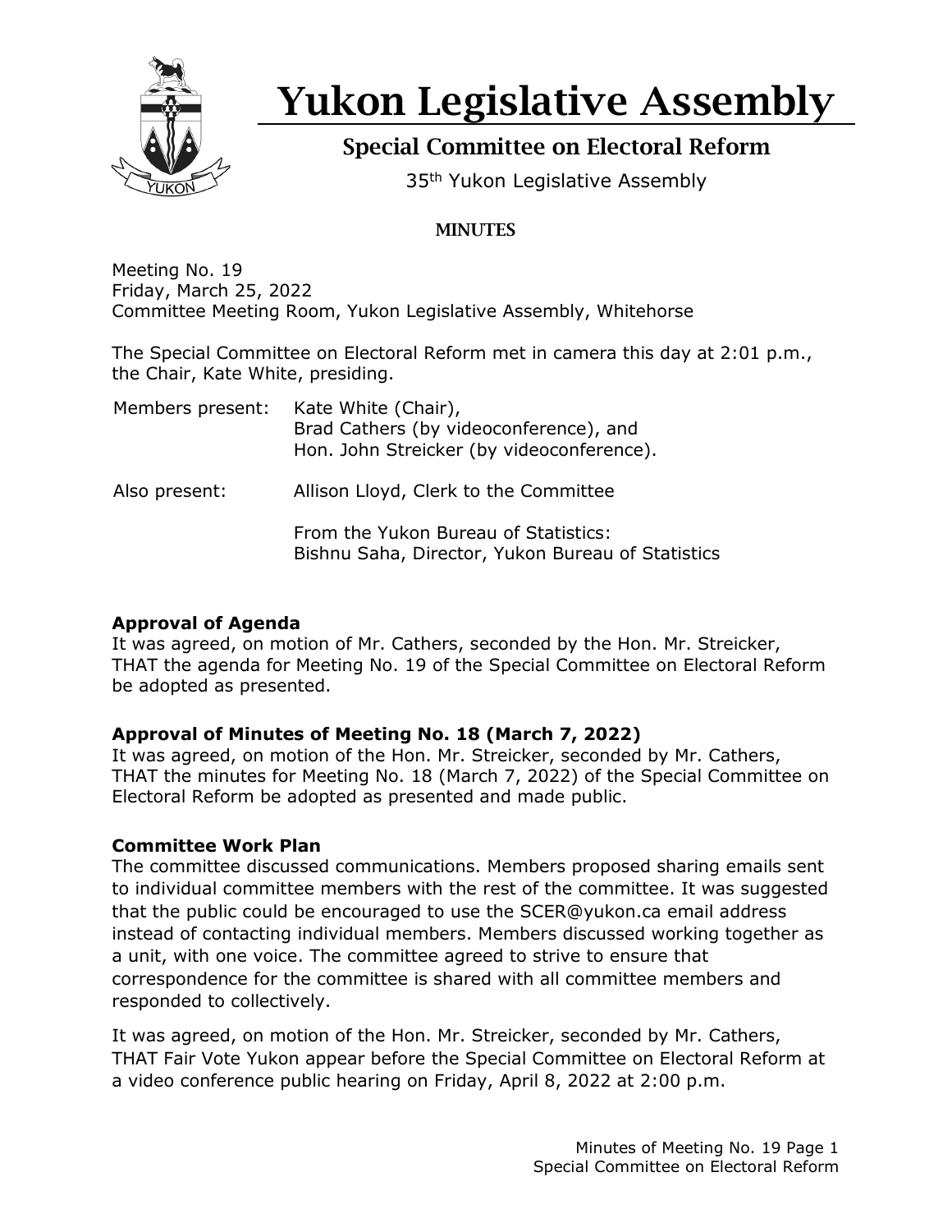# Yukon Legislative Assembly

## Special Committee on Electoral Reform

35th Yukon Legislative Assembly

### MINUTES

Meeting No. 19
Friday, March 25, 2022
Committee Meeting Room, Yukon Legislative Assembly, Whitehorse

The Special Committee on Electoral Reform met in camera this day at 2:01 p.m., the Chair, Kate White, presiding.

Members present: Kate White (Chair),
Brad Cathers (by videoconference), and
Hon. John Streicker (by videoconference).

Also present: Allison Lloyd, Clerk to the Committee

From the Yukon Bureau of Statistics:
Bishnu Saha, Director, Yukon Bureau of Statistics

**Approval of Agenda**
It was agreed, on motion of Mr. Cathers, seconded by the Hon. Mr. Streicker, THAT the agenda for Meeting No. 19 of the Special Committee on Electoral Reform be adopted as presented.

**Approval of Minutes of Meeting No. 18 (March 7, 2022)**
It was agreed, on motion of the Hon. Mr. Streicker, seconded by Mr. Cathers, THAT the minutes for Meeting No. 18 (March 7, 2022) of the Special Committee on Electoral Reform be adopted as presented and made public.

**Committee Work Plan**
The committee discussed communications. Members proposed sharing emails sent to individual committee members with the rest of the committee. It was suggested that the public could be encouraged to use the SCER@yukon.ca email address instead of contacting individual members. Members discussed working together as a unit, with one voice. The committee agreed to strive to ensure that correspondence for the committee is shared with all committee members and responded to collectively.

It was agreed, on motion of the Hon. Mr. Streicker, seconded by Mr. Cathers, THAT Fair Vote Yukon appear before the Special Committee on Electoral Reform at a video conference public hearing on Friday, April 8, 2022 at 2:00 p.m.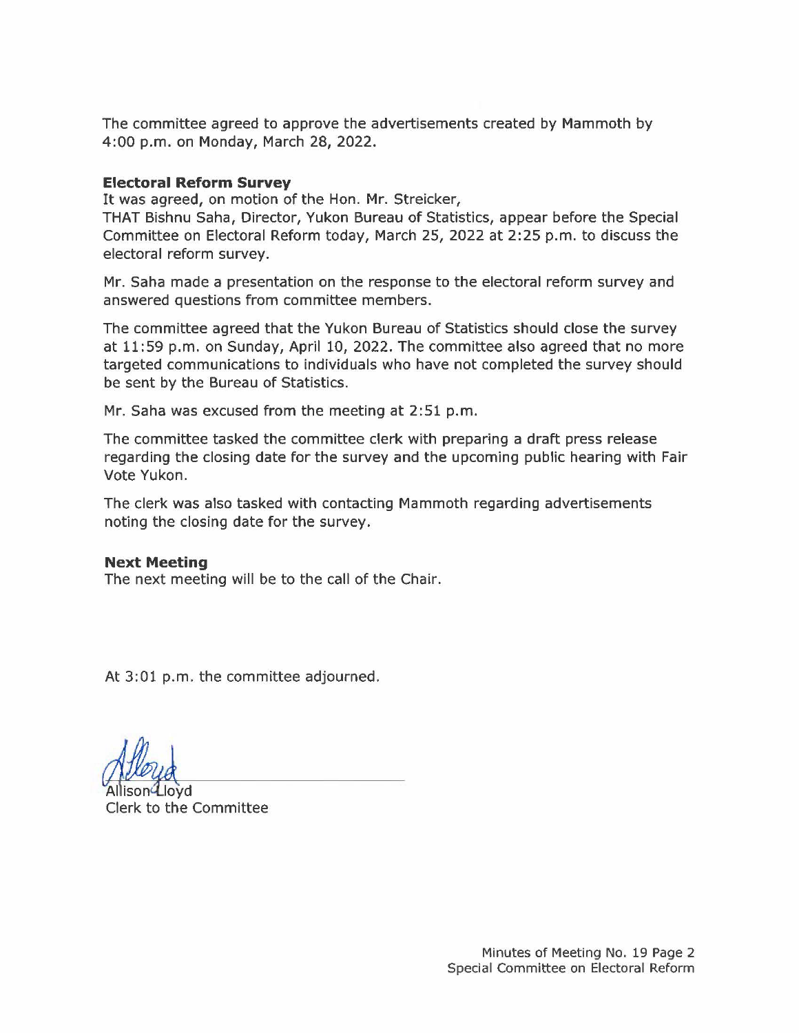The committee agreed to approve the advertisements created by Mammoth by 4:00 p.m. on Monday, March 28, 2022.

**Electoral Reform Survey**

It was agreed, on motion of the Hon. Mr. Streicker,

THAT Bishnu Saha, Director, Yukon Bureau of Statistics, appear before the Special Committee on Electoral Reform today, March 25, 2022 at 2:25 p.m. to discuss the electoral reform survey.

Mr. Saha made a presentation on the response to the electoral reform survey and answered questions from committee members.

The committee agreed that the Yukon Bureau of Statistics should close the survey at 11:59 p.m. on Sunday, April 10, 2022. The committee also agreed that no more targeted communications to individuals who have not completed the survey should be sent by the Bureau of Statistics.

Mr. Saha was excused from the meeting at 2:51 p.m.

The committee tasked the committee clerk with preparing a draft press release regarding the closing date for the survey and the upcoming public hearing with Fair Vote Yukon.

The clerk was also tasked with contacting Mammoth regarding advertisements noting the closing date for the survey.

**Next Meeting**

The next meeting will be to the call of the Chair.

At 3:01 p.m. the committee adjourned.

Allison Lloyd
Clerk to the Committee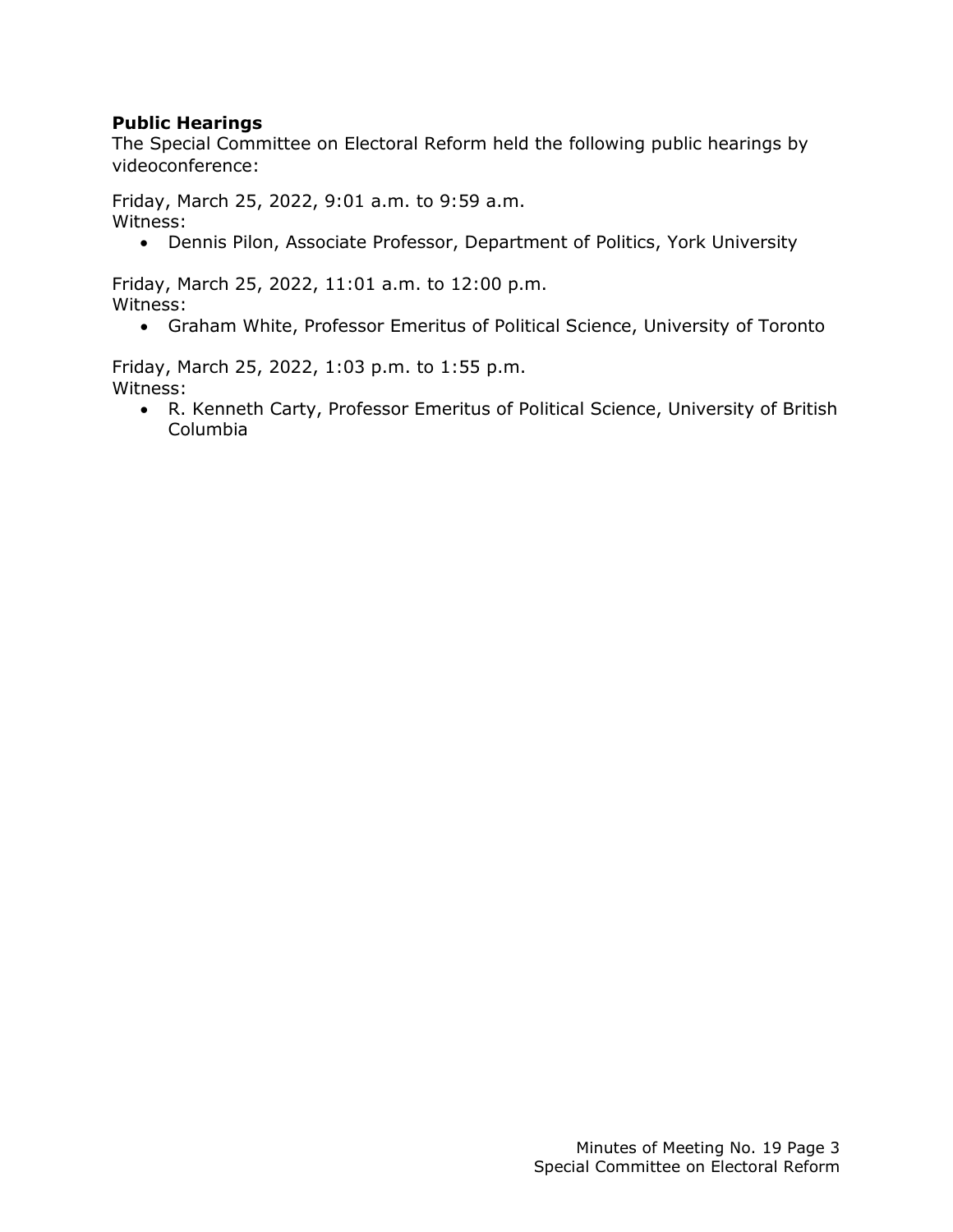**Public Hearings**

The Special Committee on Electoral Reform held the following public hearings by videoconference:

Friday, March 25, 2022, 9:01 a.m. to 9:59 a.m.
Witness:

- Dennis Pilon, Associate Professor, Department of Politics, York University

Friday, March 25, 2022, 11:01 a.m. to 12:00 p.m.
Witness:

- Graham White, Professor Emeritus of Political Science, University of Toronto

Friday, March 25, 2022, 1:03 p.m. to 1:55 p.m.
Witness:

- R. Kenneth Carty, Professor Emeritus of Political Science, University of British Columbia